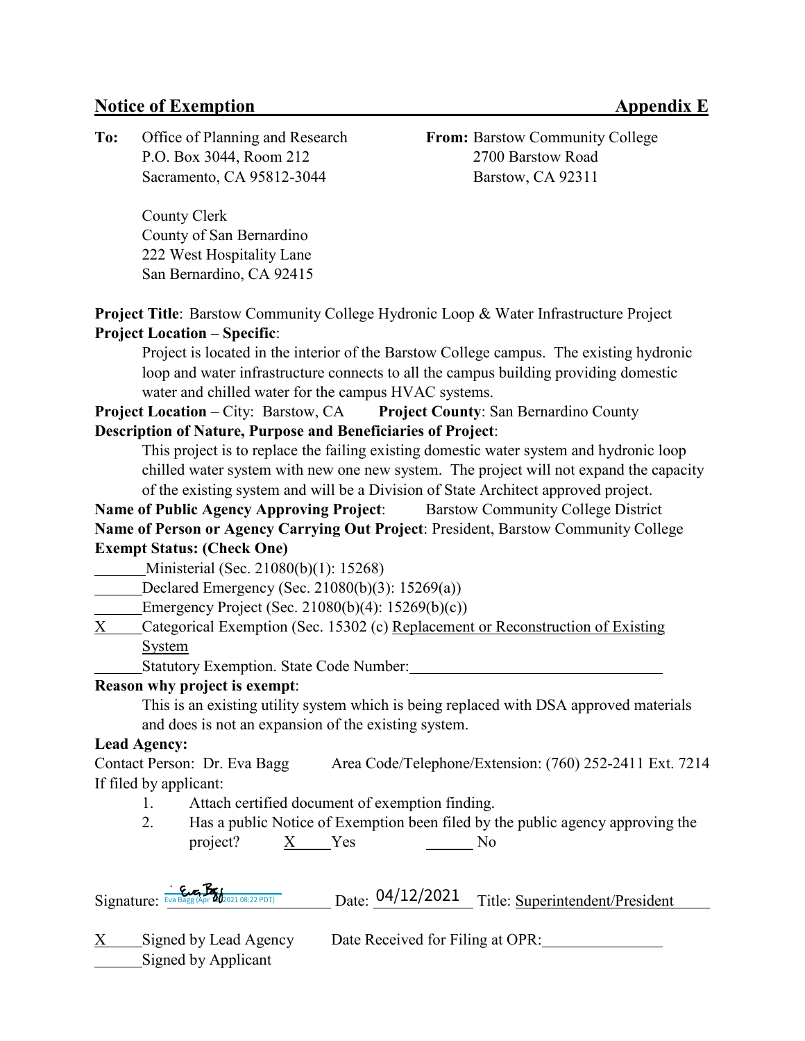## Notice of Exemption Appendix E

**To:** Office of Planning and Research
P.O. Box 3044, Room 212
Sacramento, CA 95812-3044

County Clerk
County of San Bernardino
222 West Hospitality Lane
San Bernardino, CA 92415

**From:** Barstow Community College
2700 Barstow Road
Barstow, CA 92311

**Project Title**: Barstow Community College Hydronic Loop & Water Infrastructure Project

**Project Location – Specific**:

Project is located in the interior of the Barstow College campus. The existing hydronic loop and water infrastructure connects to all the campus building providing domestic water and chilled water for the campus HVAC systems.

**Project Location** – City: Barstow, CA **Project County**: San Bernardino County

**Description of Nature, Purpose and Beneficiaries of Project**:

This project is to replace the failing existing domestic water system and hydronic loop chilled water system with new one new system. The project will not expand the capacity of the existing system and will be a Division of State Architect approved project.

**Name of Public Agency Approving Project**: Barstow Community College District

**Name of Person or Agency Carrying Out Project**: President, Barstow Community College

**Exempt Status: (Check One)**

\_\_\_\_\_\_ Ministerial (Sec. 21080(b)(1): 15268)

\_\_\_\_\_\_ Declared Emergency (Sec. 21080(b)(3): 15269(a))

\_\_\_\_\_\_ Emergency Project (Sec. 21080(b)(4): 15269(b)(c))

X Categorical Exemption (Sec. 15302 (c) Replacement or Reconstruction of Existing System

\_\_\_\_\_\_ Statutory Exemption. State Code Number: \_\_\_\_\_\_\_\_\_\_\_\_\_\_\_\_

**Reason why project is exempt**:

This is an existing utility system which is being replaced with DSA approved materials and does is not an expansion of the existing system.

**Lead Agency:**

Contact Person: Dr. Eva Bagg Area Code/Telephone/Extension: (760) 252-2411 Ext. 7214

If filed by applicant:

1. Attach certified document of exemption finding.
2. Has a public Notice of Exemption been filed by the public agency approving the project? X Yes \_\_\_\_\_\_ No

Signature: Eva Bagg (Apr 2021 08:22 PDT) Date: 04/12/2021 Title: Superintendent/President

X Signed by Lead Agency Date Received for Filing at OPR: \_\_\_\_\_\_\_\_\_\_\_\_\_\_\_\_

\_\_\_\_\_\_ Signed by Applicant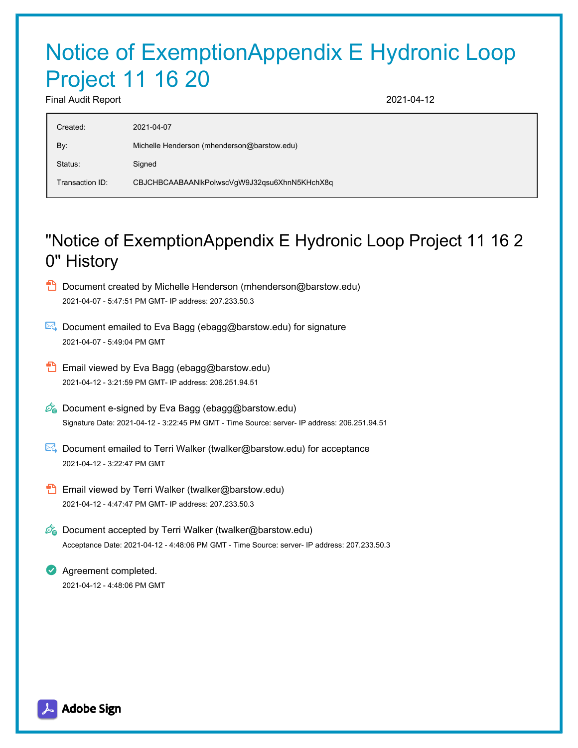# Notice of ExemptionAppendix E Hydronic Loop Project 11 16 20

Final Audit Report 2021-04-12

| | |
|---|---|
| Created: | 2021-04-07 |
| By: | Michelle Henderson (mhenderson@barstow.edu) |
| Status: | Signed |
| Transaction ID: | CBJCHBCAABAANlkPoIwscVgW9J32qsu6XhnN5KHchX8q |

## "Notice of ExemptionAppendix E Hydronic Loop Project 11 16 20" History

- Document created by Michelle Henderson (mhenderson@barstow.edu)
  2021-04-07 - 5:47:51 PM GMT- IP address: 207.233.50.3

- Document emailed to Eva Bagg (ebagg@barstow.edu) for signature
  2021-04-07 - 5:49:04 PM GMT

- Email viewed by Eva Bagg (ebagg@barstow.edu)
  2021-04-12 - 3:21:59 PM GMT- IP address: 206.251.94.51

- Document e-signed by Eva Bagg (ebagg@barstow.edu)
  Signature Date: 2021-04-12 - 3:22:45 PM GMT - Time Source: server- IP address: 206.251.94.51

- Document emailed to Terri Walker (twalker@barstow.edu) for acceptance
  2021-04-12 - 3:22:47 PM GMT

- Email viewed by Terri Walker (twalker@barstow.edu)
  2021-04-12 - 4:47:47 PM GMT- IP address: 207.233.50.3

- Document accepted by Terri Walker (twalker@barstow.edu)
  Acceptance Date: 2021-04-12 - 4:48:06 PM GMT - Time Source: server- IP address: 207.233.50.3

- Agreement completed.
  2021-04-12 - 4:48:06 PM GMT

Adobe Sign